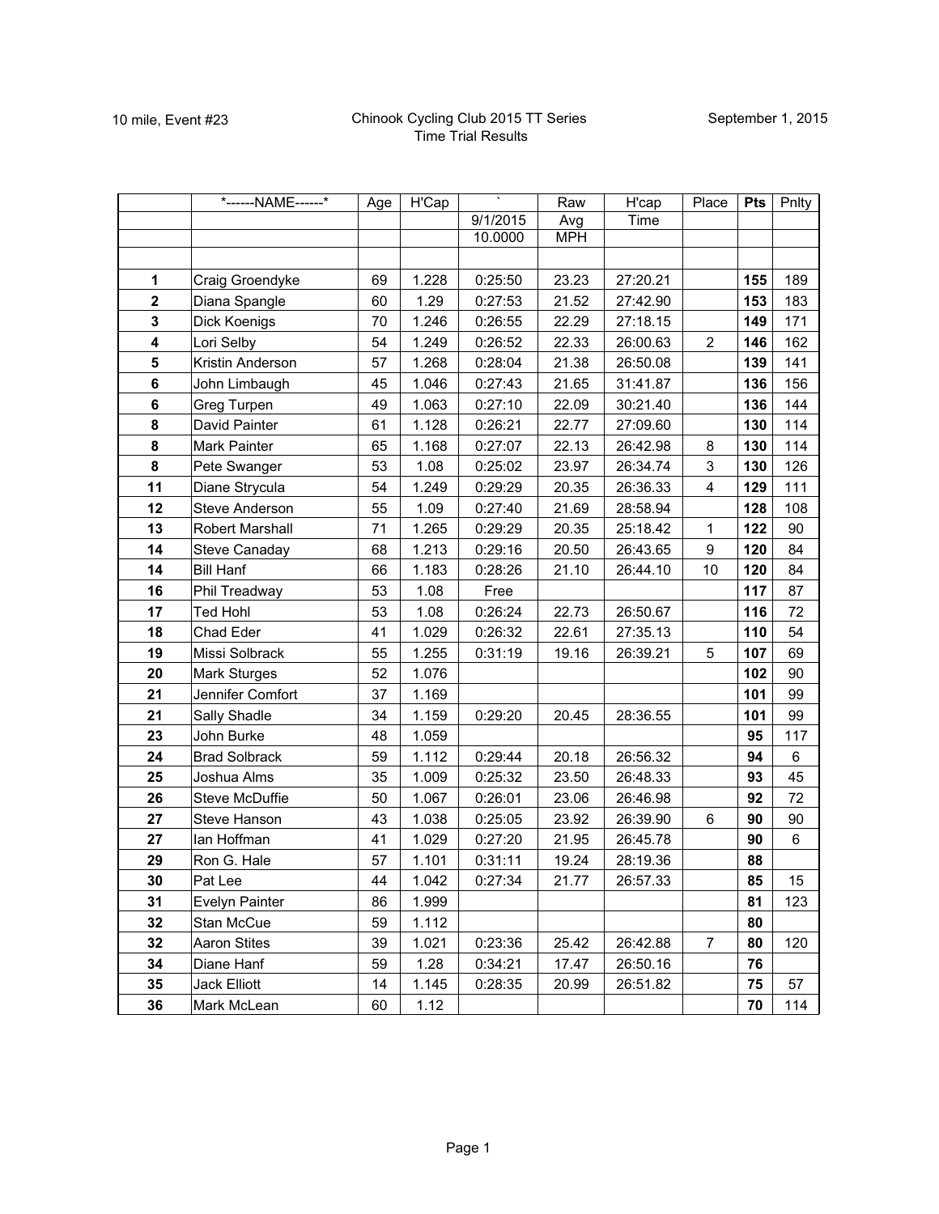10 mile, Event #23

Chinook Cycling Club 2015 TT Series
Time Trial Results

September 1, 2015

| | *------NAME------* | Age | H'Cap | ` | Raw | H'cap | Place | Pts | Pnlty |
|---|---|---|---|---|---|---|---|---|---|
| | | | | 9/1/2015 | Avg | Time | | | |
| | | | | 10.0000 | MPH | | | | |
| | | | | | | | | | |
| **1** | Craig Groendyke | 69 | 1.228 | 0:25:50 | 23.23 | 27:20.21 | | **155** | 189 |
| **2** | Diana Spangle | 60 | 1.29 | 0:27:53 | 21.52 | 27:42.90 | | **153** | 183 |
| **3** | Dick Koenigs | 70 | 1.246 | 0:26:55 | 22.29 | 27:18.15 | | **149** | 171 |
| **4** | Lori Selby | 54 | 1.249 | 0:26:52 | 22.33 | 26:00.63 | 2 | **146** | 162 |
| **5** | Kristin Anderson | 57 | 1.268 | 0:28:04 | 21.38 | 26:50.08 | | **139** | 141 |
| **6** | John Limbaugh | 45 | 1.046 | 0:27:43 | 21.65 | 31:41.87 | | **136** | 156 |
| **6** | Greg Turpen | 49 | 1.063 | 0:27:10 | 22.09 | 30:21.40 | | **136** | 144 |
| **8** | David Painter | 61 | 1.128 | 0:26:21 | 22.77 | 27:09.60 | | **130** | 114 |
| **8** | Mark Painter | 65 | 1.168 | 0:27:07 | 22.13 | 26:42.98 | 8 | **130** | 114 |
| **8** | Pete Swanger | 53 | 1.08 | 0:25:02 | 23.97 | 26:34.74 | 3 | **130** | 126 |
| **11** | Diane Strycula | 54 | 1.249 | 0:29:29 | 20.35 | 26:36.33 | 4 | **129** | 111 |
| **12** | Steve Anderson | 55 | 1.09 | 0:27:40 | 21.69 | 28:58.94 | | **128** | 108 |
| **13** | Robert Marshall | 71 | 1.265 | 0:29:29 | 20.35 | 25:18.42 | 1 | **122** | 90 |
| **14** | Steve Canaday | 68 | 1.213 | 0:29:16 | 20.50 | 26:43.65 | 9 | **120** | 84 |
| **14** | Bill Hanf | 66 | 1.183 | 0:28:26 | 21.10 | 26:44.10 | 10 | **120** | 84 |
| **16** | Phil Treadway | 53 | 1.08 | Free | | | | **117** | 87 |
| **17** | Ted Hohl | 53 | 1.08 | 0:26:24 | 22.73 | 26:50.67 | | **116** | 72 |
| **18** | Chad Eder | 41 | 1.029 | 0:26:32 | 22.61 | 27:35.13 | | **110** | 54 |
| **19** | Missi Solbrack | 55 | 1.255 | 0:31:19 | 19.16 | 26:39.21 | 5 | **107** | 69 |
| **20** | Mark Sturges | 52 | 1.076 | | | | | **102** | 90 |
| **21** | Jennifer Comfort | 37 | 1.169 | | | | | **101** | 99 |
| **21** | Sally Shadle | 34 | 1.159 | 0:29:20 | 20.45 | 28:36.55 | | **101** | 99 |
| **23** | John Burke | 48 | 1.059 | | | | | **95** | 117 |
| **24** | Brad Solbrack | 59 | 1.112 | 0:29:44 | 20.18 | 26:56.32 | | **94** | 6 |
| **25** | Joshua Alms | 35 | 1.009 | 0:25:32 | 23.50 | 26:48.33 | | **93** | 45 |
| **26** | Steve McDuffie | 50 | 1.067 | 0:26:01 | 23.06 | 26:46.98 | | **92** | 72 |
| **27** | Steve Hanson | 43 | 1.038 | 0:25:05 | 23.92 | 26:39.90 | 6 | **90** | 90 |
| **27** | Ian Hoffman | 41 | 1.029 | 0:27:20 | 21.95 | 26:45.78 | | **90** | 6 |
| **29** | Ron G. Hale | 57 | 1.101 | 0:31:11 | 19.24 | 28:19.36 | | **88** | |
| **30** | Pat Lee | 44 | 1.042 | 0:27:34 | 21.77 | 26:57.33 | | **85** | 15 |
| **31** | Evelyn Painter | 86 | 1.999 | | | | | **81** | 123 |
| **32** | Stan McCue | 59 | 1.112 | | | | | **80** | |
| **32** | Aaron Stites | 39 | 1.021 | 0:23:36 | 25.42 | 26:42.88 | 7 | **80** | 120 |
| **34** | Diane Hanf | 59 | 1.28 | 0:34:21 | 17.47 | 26:50.16 | | **76** | |
| **35** | Jack Elliott | 14 | 1.145 | 0:28:35 | 20.99 | 26:51.82 | | **75** | 57 |
| **36** | Mark McLean | 60 | 1.12 | | | | | **70** | 114 |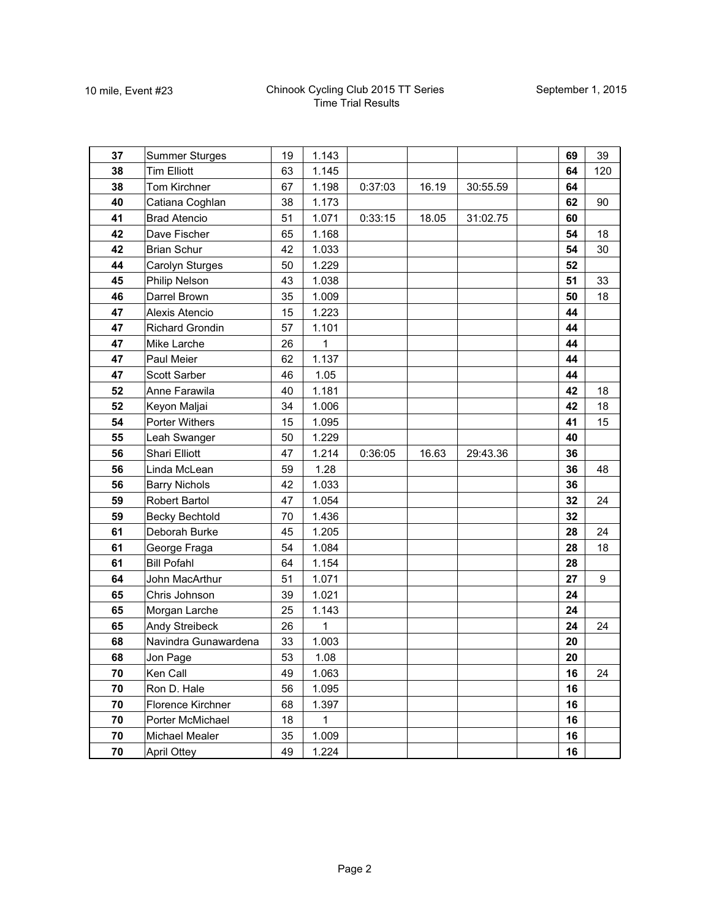10 mile, Event #23

Chinook Cycling Club 2015 TT Series
Time Trial Results

September 1, 2015

| | | | | | | | | | |
|---|---|---|---|---|---|---|---|---|---|
| **37** | Summer Sturges | 19 | 1.143 | | | | | **69** | 39 |
| **38** | Tim Elliott | 63 | 1.145 | | | | | **64** | 120 |
| **38** | Tom Kirchner | 67 | 1.198 | 0:37:03 | 16.19 | 30:55.59 | | **64** | |
| **40** | Catiana Coghlan | 38 | 1.173 | | | | | **62** | 90 |
| **41** | Brad Atencio | 51 | 1.071 | 0:33:15 | 18.05 | 31:02.75 | | **60** | |
| **42** | Dave Fischer | 65 | 1.168 | | | | | **54** | 18 |
| **42** | Brian Schur | 42 | 1.033 | | | | | **54** | 30 |
| **44** | Carolyn Sturges | 50 | 1.229 | | | | | **52** | |
| **45** | Philip Nelson | 43 | 1.038 | | | | | **51** | 33 |
| **46** | Darrel Brown | 35 | 1.009 | | | | | **50** | 18 |
| **47** | Alexis Atencio | 15 | 1.223 | | | | | **44** | |
| **47** | Richard Grondin | 57 | 1.101 | | | | | **44** | |
| **47** | Mike Larche | 26 | 1 | | | | | **44** | |
| **47** | Paul Meier | 62 | 1.137 | | | | | **44** | |
| **47** | Scott Sarber | 46 | 1.05 | | | | | **44** | |
| **52** | Anne Farawila | 40 | 1.181 | | | | | **42** | 18 |
| **52** | Keyon Maljai | 34 | 1.006 | | | | | **42** | 18 |
| **54** | Porter Withers | 15 | 1.095 | | | | | **41** | 15 |
| **55** | Leah Swanger | 50 | 1.229 | | | | | **40** | |
| **56** | Shari Elliott | 47 | 1.214 | 0:36:05 | 16.63 | 29:43.36 | | **36** | |
| **56** | Linda McLean | 59 | 1.28 | | | | | **36** | 48 |
| **56** | Barry Nichols | 42 | 1.033 | | | | | **36** | |
| **59** | Robert Bartol | 47 | 1.054 | | | | | **32** | 24 |
| **59** | Becky Bechtold | 70 | 1.436 | | | | | **32** | |
| **61** | Deborah Burke | 45 | 1.205 | | | | | **28** | 24 |
| **61** | George Fraga | 54 | 1.084 | | | | | **28** | 18 |
| **61** | Bill Pofahl | 64 | 1.154 | | | | | **28** | |
| **64** | John MacArthur | 51 | 1.071 | | | | | **27** | 9 |
| **65** | Chris Johnson | 39 | 1.021 | | | | | **24** | |
| **65** | Morgan Larche | 25 | 1.143 | | | | | **24** | |
| **65** | Andy Streibeck | 26 | 1 | | | | | **24** | 24 |
| **68** | Navindra Gunawardena | 33 | 1.003 | | | | | **20** | |
| **68** | Jon Page | 53 | 1.08 | | | | | **20** | |
| **70** | Ken Call | 49 | 1.063 | | | | | **16** | 24 |
| **70** | Ron D. Hale | 56 | 1.095 | | | | | **16** | |
| **70** | Florence Kirchner | 68 | 1.397 | | | | | **16** | |
| **70** | Porter McMichael | 18 | 1 | | | | | **16** | |
| **70** | Michael Mealer | 35 | 1.009 | | | | | **16** | |
| **70** | April Ottey | 49 | 1.224 | | | | | **16** | |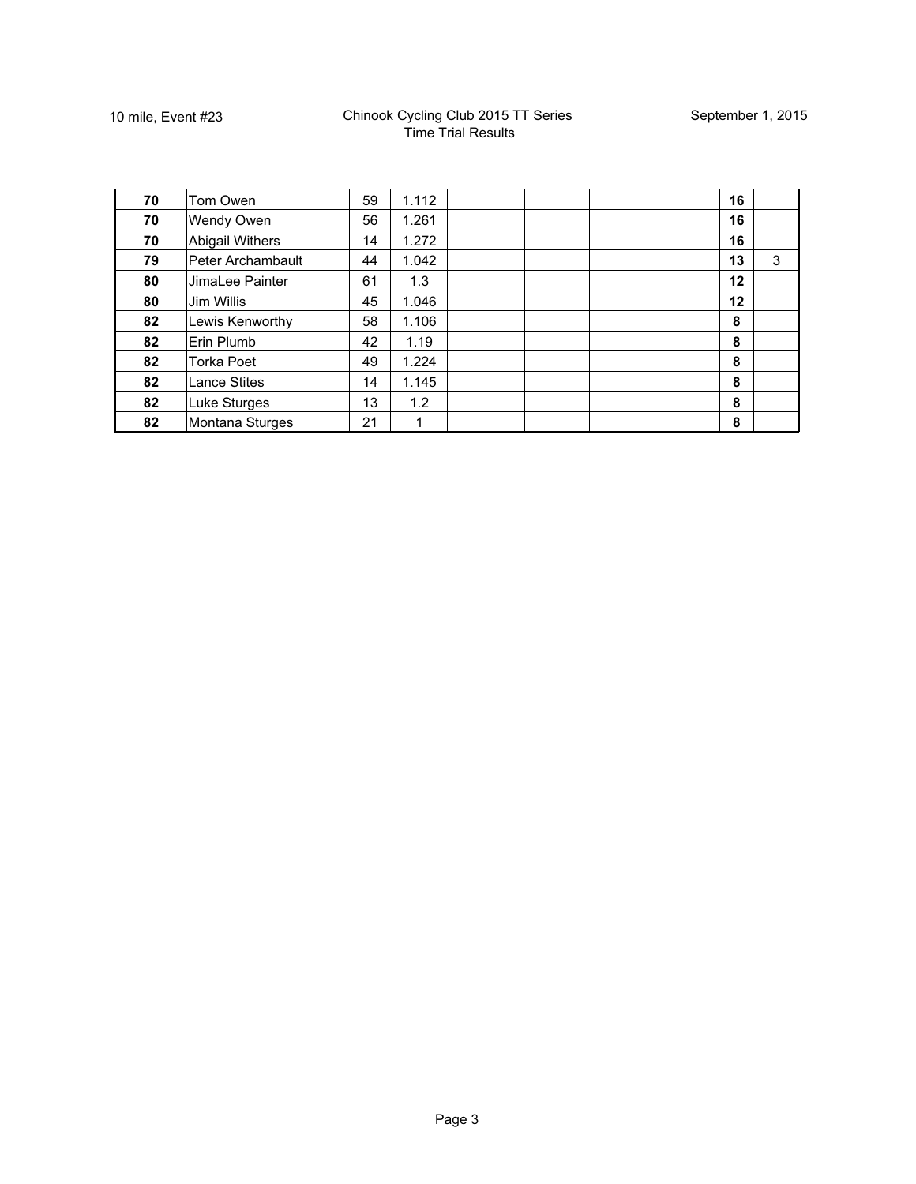10 mile, Event #23

Chinook Cycling Club 2015 TT Series
Time Trial Results

September 1, 2015

| | | | | | | | | | |
|---|---|---|---|---|---|---|---|---|---|
| **70** | Tom Owen | 59 | 1.112 | | | | | **16** | |
| **70** | Wendy Owen | 56 | 1.261 | | | | | **16** | |
| **70** | Abigail Withers | 14 | 1.272 | | | | | **16** | |
| **79** | Peter Archambault | 44 | 1.042 | | | | | **13** | 3 |
| **80** | JimaLee Painter | 61 | 1.3 | | | | | **12** | |
| **80** | Jim Willis | 45 | 1.046 | | | | | **12** | |
| **82** | Lewis Kenworthy | 58 | 1.106 | | | | | **8** | |
| **82** | Erin Plumb | 42 | 1.19 | | | | | **8** | |
| **82** | Torka Poet | 49 | 1.224 | | | | | **8** | |
| **82** | Lance Stites | 14 | 1.145 | | | | | **8** | |
| **82** | Luke Sturges | 13 | 1.2 | | | | | **8** | |
| **82** | Montana Sturges | 21 | 1 | | | | | **8** | |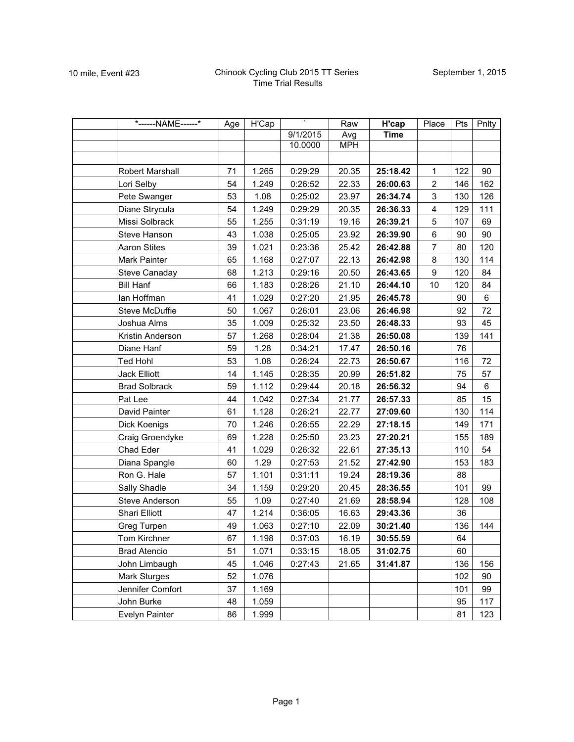10 mile, Event #23

Chinook Cycling Club 2015 TT Series
Time Trial Results

September 1, 2015

| *------NAME------* | Age | H'Cap | ` | Raw | **H'cap** | Place | Pts | Pnlty |
|---|---|---|---|---|---|---|---|---|
| | | | 9/1/2015 | Avg | **Time** | | | |
| | | | 10.0000 | MPH | | | | |
| | | | | | | | | |
| Robert Marshall | 71 | 1.265 | 0:29:29 | 20.35 | **25:18.42** | 1 | 122 | 90 |
| Lori Selby | 54 | 1.249 | 0:26:52 | 22.33 | **26:00.63** | 2 | 146 | 162 |
| Pete Swanger | 53 | 1.08 | 0:25:02 | 23.97 | **26:34.74** | 3 | 130 | 126 |
| Diane Strycula | 54 | 1.249 | 0:29:29 | 20.35 | **26:36.33** | 4 | 129 | 111 |
| Missi Solbrack | 55 | 1.255 | 0:31:19 | 19.16 | **26:39.21** | 5 | 107 | 69 |
| Steve Hanson | 43 | 1.038 | 0:25:05 | 23.92 | **26:39.90** | 6 | 90 | 90 |
| Aaron Stites | 39 | 1.021 | 0:23:36 | 25.42 | **26:42.88** | 7 | 80 | 120 |
| Mark Painter | 65 | 1.168 | 0:27:07 | 22.13 | **26:42.98** | 8 | 130 | 114 |
| Steve Canaday | 68 | 1.213 | 0:29:16 | 20.50 | **26:43.65** | 9 | 120 | 84 |
| Bill Hanf | 66 | 1.183 | 0:28:26 | 21.10 | **26:44.10** | 10 | 120 | 84 |
| Ian Hoffman | 41 | 1.029 | 0:27:20 | 21.95 | **26:45.78** | | 90 | 6 |
| Steve McDuffie | 50 | 1.067 | 0:26:01 | 23.06 | **26:46.98** | | 92 | 72 |
| Joshua Alms | 35 | 1.009 | 0:25:32 | 23.50 | **26:48.33** | | 93 | 45 |
| Kristin Anderson | 57 | 1.268 | 0:28:04 | 21.38 | **26:50.08** | | 139 | 141 |
| Diane Hanf | 59 | 1.28 | 0:34:21 | 17.47 | **26:50.16** | | 76 | |
| Ted Hohl | 53 | 1.08 | 0:26:24 | 22.73 | **26:50.67** | | 116 | 72 |
| Jack Elliott | 14 | 1.145 | 0:28:35 | 20.99 | **26:51.82** | | 75 | 57 |
| Brad Solbrack | 59 | 1.112 | 0:29:44 | 20.18 | **26:56.32** | | 94 | 6 |
| Pat Lee | 44 | 1.042 | 0:27:34 | 21.77 | **26:57.33** | | 85 | 15 |
| David Painter | 61 | 1.128 | 0:26:21 | 22.77 | **27:09.60** | | 130 | 114 |
| Dick Koenigs | 70 | 1.246 | 0:26:55 | 22.29 | **27:18.15** | | 149 | 171 |
| Craig Groendyke | 69 | 1.228 | 0:25:50 | 23.23 | **27:20.21** | | 155 | 189 |
| Chad Eder | 41 | 1.029 | 0:26:32 | 22.61 | **27:35.13** | | 110 | 54 |
| Diana Spangle | 60 | 1.29 | 0:27:53 | 21.52 | **27:42.90** | | 153 | 183 |
| Ron G. Hale | 57 | 1.101 | 0:31:11 | 19.24 | **28:19.36** | | 88 | |
| Sally Shadle | 34 | 1.159 | 0:29:20 | 20.45 | **28:36.55** | | 101 | 99 |
| Steve Anderson | 55 | 1.09 | 0:27:40 | 21.69 | **28:58.94** | | 128 | 108 |
| Shari Elliott | 47 | 1.214 | 0:36:05 | 16.63 | **29:43.36** | | 36 | |
| Greg Turpen | 49 | 1.063 | 0:27:10 | 22.09 | **30:21.40** | | 136 | 144 |
| Tom Kirchner | 67 | 1.198 | 0:37:03 | 16.19 | **30:55.59** | | 64 | |
| Brad Atencio | 51 | 1.071 | 0:33:15 | 18.05 | **31:02.75** | | 60 | |
| John Limbaugh | 45 | 1.046 | 0:27:43 | 21.65 | **31:41.87** | | 136 | 156 |
| Mark Sturges | 52 | 1.076 | | | | | 102 | 90 |
| Jennifer Comfort | 37 | 1.169 | | | | | 101 | 99 |
| John Burke | 48 | 1.059 | | | | | 95 | 117 |
| Evelyn Painter | 86 | 1.999 | | | | | 81 | 123 |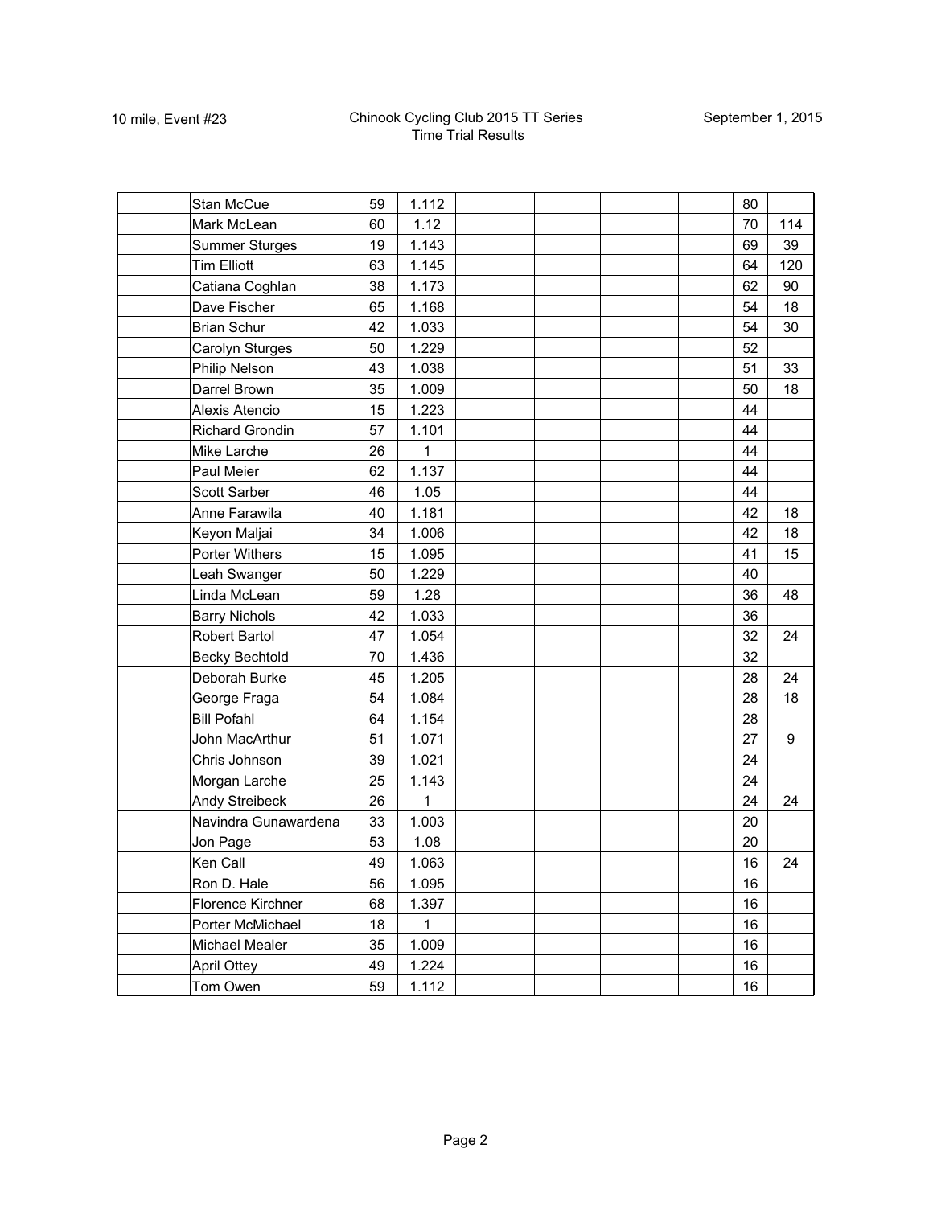10 mile, Event #23

Chinook Cycling Club 2015 TT Series
Time Trial Results

September 1, 2015

| | | | | | | | | | |
|---|---|---|---|---|---|---|---|---|---|
| | Stan McCue | 59 | 1.112 | | | | | 80 | |
| | Mark McLean | 60 | 1.12 | | | | | 70 | 114 |
| | Summer Sturges | 19 | 1.143 | | | | | 69 | 39 |
| | Tim Elliott | 63 | 1.145 | | | | | 64 | 120 |
| | Catiana Coghlan | 38 | 1.173 | | | | | 62 | 90 |
| | Dave Fischer | 65 | 1.168 | | | | | 54 | 18 |
| | Brian Schur | 42 | 1.033 | | | | | 54 | 30 |
| | Carolyn Sturges | 50 | 1.229 | | | | | 52 | |
| | Philip Nelson | 43 | 1.038 | | | | | 51 | 33 |
| | Darrel Brown | 35 | 1.009 | | | | | 50 | 18 |
| | Alexis Atencio | 15 | 1.223 | | | | | 44 | |
| | Richard Grondin | 57 | 1.101 | | | | | 44 | |
| | Mike Larche | 26 | 1 | | | | | 44 | |
| | Paul Meier | 62 | 1.137 | | | | | 44 | |
| | Scott Sarber | 46 | 1.05 | | | | | 44 | |
| | Anne Farawila | 40 | 1.181 | | | | | 42 | 18 |
| | Keyon Maljai | 34 | 1.006 | | | | | 42 | 18 |
| | Porter Withers | 15 | 1.095 | | | | | 41 | 15 |
| | Leah Swanger | 50 | 1.229 | | | | | 40 | |
| | Linda McLean | 59 | 1.28 | | | | | 36 | 48 |
| | Barry Nichols | 42 | 1.033 | | | | | 36 | |
| | Robert Bartol | 47 | 1.054 | | | | | 32 | 24 |
| | Becky Bechtold | 70 | 1.436 | | | | | 32 | |
| | Deborah Burke | 45 | 1.205 | | | | | 28 | 24 |
| | George Fraga | 54 | 1.084 | | | | | 28 | 18 |
| | Bill Pofahl | 64 | 1.154 | | | | | 28 | |
| | John MacArthur | 51 | 1.071 | | | | | 27 | 9 |
| | Chris Johnson | 39 | 1.021 | | | | | 24 | |
| | Morgan Larche | 25 | 1.143 | | | | | 24 | |
| | Andy Streibeck | 26 | 1 | | | | | 24 | 24 |
| | Navindra Gunawardena | 33 | 1.003 | | | | | 20 | |
| | Jon Page | 53 | 1.08 | | | | | 20 | |
| | Ken Call | 49 | 1.063 | | | | | 16 | 24 |
| | Ron D. Hale | 56 | 1.095 | | | | | 16 | |
| | Florence Kirchner | 68 | 1.397 | | | | | 16 | |
| | Porter McMichael | 18 | 1 | | | | | 16 | |
| | Michael Mealer | 35 | 1.009 | | | | | 16 | |
| | April Ottey | 49 | 1.224 | | | | | 16 | |
| | Tom Owen | 59 | 1.112 | | | | | 16 | |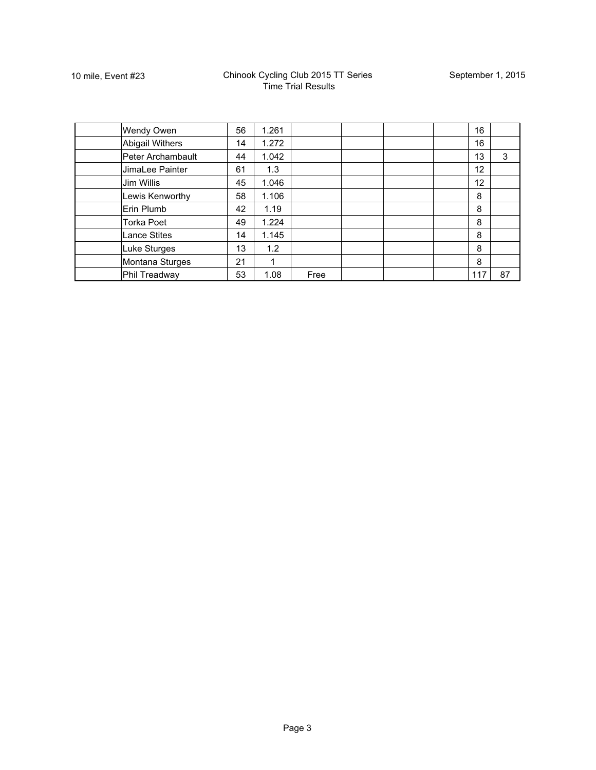10 mile, Event #23

Chinook Cycling Club 2015 TT Series
Time Trial Results

September 1, 2015

| | | | | | | | | | |
|---|---|---|---|---|---|---|---|---|---|
| | Wendy Owen | 56 | 1.261 | | | | | 16 | |
| | Abigail Withers | 14 | 1.272 | | | | | 16 | |
| | Peter Archambault | 44 | 1.042 | | | | | 13 | 3 |
| | JimaLee Painter | 61 | 1.3 | | | | | 12 | |
| | Jim Willis | 45 | 1.046 | | | | | 12 | |
| | Lewis Kenworthy | 58 | 1.106 | | | | | 8 | |
| | Erin Plumb | 42 | 1.19 | | | | | 8 | |
| | Torka Poet | 49 | 1.224 | | | | | 8 | |
| | Lance Stites | 14 | 1.145 | | | | | 8 | |
| | Luke Sturges | 13 | 1.2 | | | | | 8 | |
| | Montana Sturges | 21 | 1 | | | | | 8 | |
| | Phil Treadway | 53 | 1.08 | Free | | | | 117 | 87 |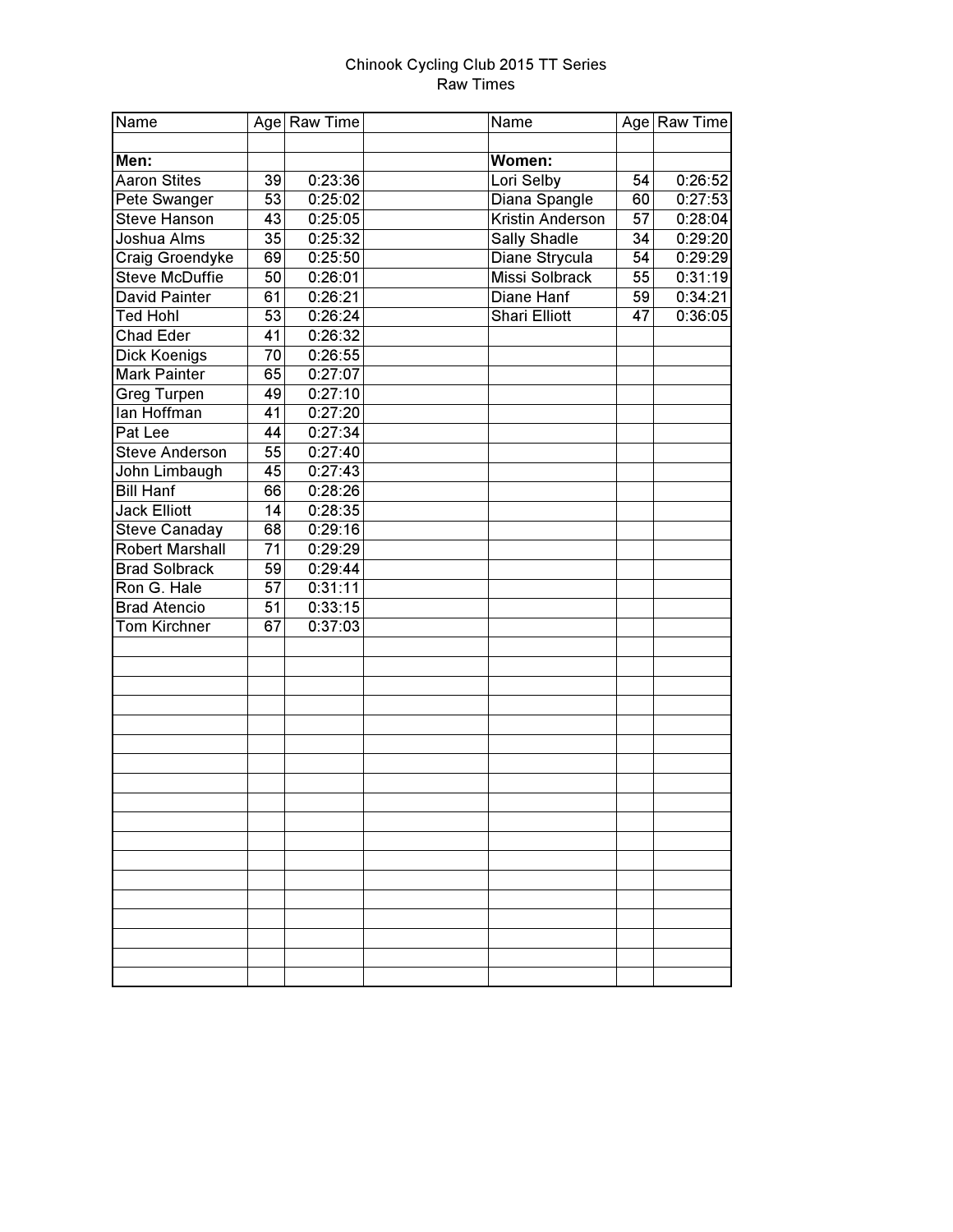Chinook Cycling Club 2015 TT Series
Raw Times

| Name | Age | Raw Time | | Name | Age | Raw Time |
|---|---|---|---|---|---|---|
| | | | | | | |
| **Men:** | | | | **Women:** | | |
| Aaron Stites | 39 | 0:23:36 | | Lori Selby | 54 | 0:26:52 |
| Pete Swanger | 53 | 0:25:02 | | Diana Spangle | 60 | 0:27:53 |
| Steve Hanson | 43 | 0:25:05 | | Kristin Anderson | 57 | 0:28:04 |
| Joshua Alms | 35 | 0:25:32 | | Sally Shadle | 34 | 0:29:20 |
| Craig Groendyke | 69 | 0:25:50 | | Diane Strycula | 54 | 0:29:29 |
| Steve McDuffie | 50 | 0:26:01 | | Missi Solbrack | 55 | 0:31:19 |
| David Painter | 61 | 0:26:21 | | Diane Hanf | 59 | 0:34:21 |
| Ted Hohl | 53 | 0:26:24 | | Shari Elliott | 47 | 0:36:05 |
| Chad Eder | 41 | 0:26:32 | | | | |
| Dick Koenigs | 70 | 0:26:55 | | | | |
| Mark Painter | 65 | 0:27:07 | | | | |
| Greg Turpen | 49 | 0:27:10 | | | | |
| Ian Hoffman | 41 | 0:27:20 | | | | |
| Pat Lee | 44 | 0:27:34 | | | | |
| Steve Anderson | 55 | 0:27:40 | | | | |
| John Limbaugh | 45 | 0:27:43 | | | | |
| Bill Hanf | 66 | 0:28:26 | | | | |
| Jack Elliott | 14 | 0:28:35 | | | | |
| Steve Canaday | 68 | 0:29:16 | | | | |
| Robert Marshall | 71 | 0:29:29 | | | | |
| Brad Solbrack | 59 | 0:29:44 | | | | |
| Ron G. Hale | 57 | 0:31:11 | | | | |
| Brad Atencio | 51 | 0:33:15 | | | | |
| Tom Kirchner | 67 | 0:37:03 | | | | |